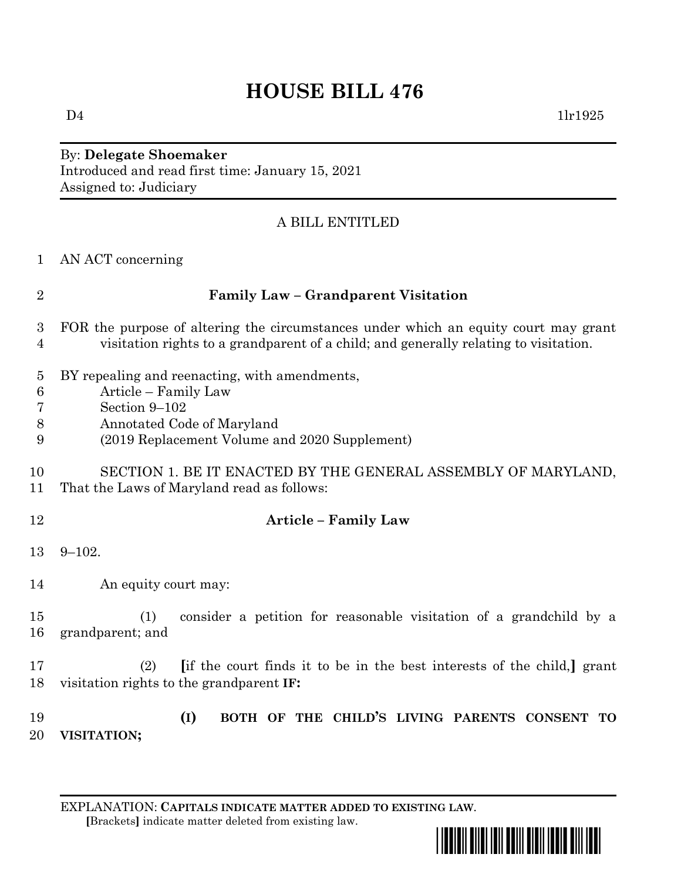# HOUSE BILL 476

D4 1lr1925

By: **Delegate Shoemaker**
Introduced and read first time: January 15, 2021
Assigned to: Judiciary

A BILL ENTITLED

AN ACT concerning

**Family Law – Grandparent Visitation**

FOR the purpose of altering the circumstances under which an equity court may grant visitation rights to a grandparent of a child; and generally relating to visitation.

BY repealing and reenacting, with amendments,
Article – Family Law
Section 9–102
Annotated Code of Maryland
(2019 Replacement Volume and 2020 Supplement)

SECTION 1. BE IT ENACTED BY THE GENERAL ASSEMBLY OF MARYLAND, That the Laws of Maryland read as follows:

**Article – Family Law**

9–102.

An equity court may:

(1) consider a petition for reasonable visitation of a grandchild by a grandparent; and

(2) **[**if the court finds it to be in the best interests of the child,**]** grant visitation rights to the grandparent **IF:**

**(I) BOTH OF THE CHILD'S LIVING PARENTS CONSENT TO VISITATION;**

EXPLANATION: **CAPITALS INDICATE MATTER ADDED TO EXISTING LAW**.
**[**Brackets**]** indicate matter deleted from existing law.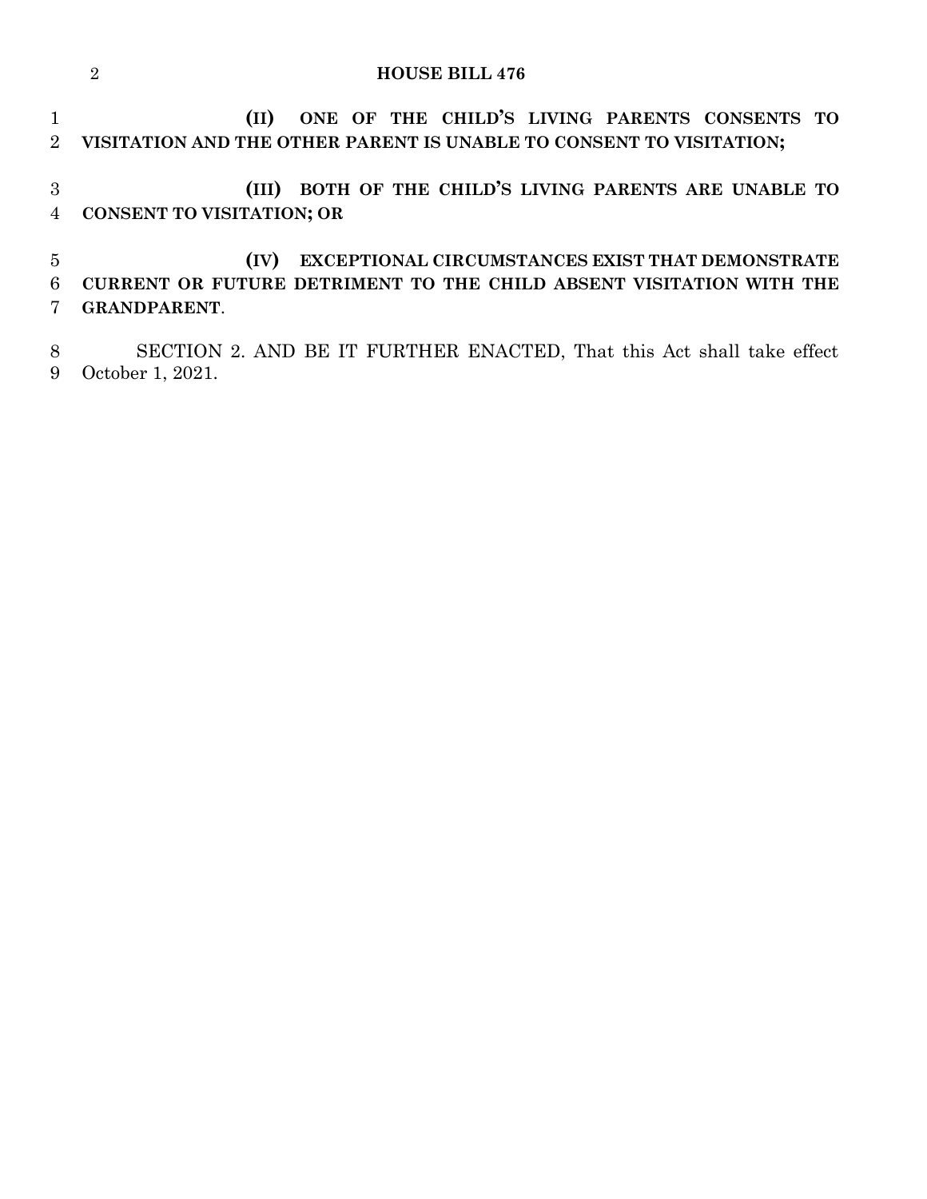**(II) ONE OF THE CHILD'S LIVING PARENTS CONSENTS TO VISITATION AND THE OTHER PARENT IS UNABLE TO CONSENT TO VISITATION;**

**(III) BOTH OF THE CHILD'S LIVING PARENTS ARE UNABLE TO CONSENT TO VISITATION; OR**

**(IV) EXCEPTIONAL CIRCUMSTANCES EXIST THAT DEMONSTRATE CURRENT OR FUTURE DETRIMENT TO THE CHILD ABSENT VISITATION WITH THE GRANDPARENT**.

SECTION 2. AND BE IT FURTHER ENACTED, That this Act shall take effect October 1, 2021.